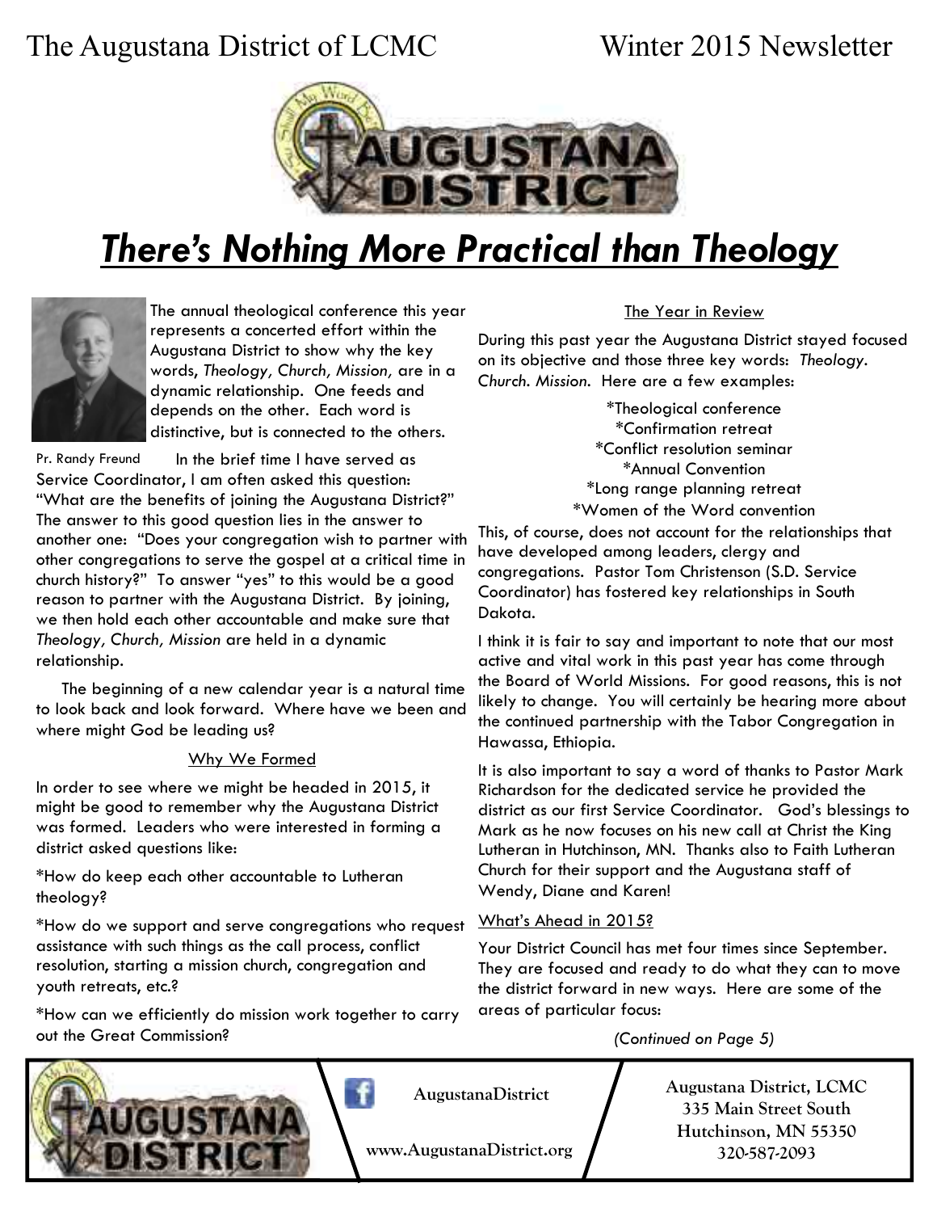The Augustana District of LCMC — Winter 2015 Newsletter

# There's Nothing More Practical than Theology

The annual theological conference this year represents a concerted effort within the Augustana District to show why the key words, *Theology, Church, Mission,* are in a dynamic relationship. One feeds and depends on the other. Each word is distinctive, but is connected to the others.

Pr. Randy Freund

In the brief time I have served as Service Coordinator, I am often asked this question: "What are the benefits of joining the Augustana District?" The answer to this good question lies in the answer to another one: "Does your congregation wish to partner with other congregations to serve the gospel at a critical time in church history?" To answer "yes" to this would be a good reason to partner with the Augustana District. By joining, we then hold each other accountable and make sure that *Theology, Church, Mission* are held in a dynamic relationship.

The beginning of a new calendar year is a natural time to look back and look forward. Where have we been and where might God be leading us?

## Why We Formed

In order to see where we might be headed in 2015, it might be good to remember why the Augustana District was formed. Leaders who were interested in forming a district asked questions like:

*How do keep each other accountable to Lutheran theology?

*How do we support and serve congregations who request assistance with such things as the call process, conflict resolution, starting a mission church, congregation and youth retreats, etc.?

*How can we efficiently do mission work together to carry out the Great Commission?

## The Year in Review

During this past year the Augustana District stayed focused on its objective and those three key words: *Theology*. C*hurch*. *Mission*. Here are a few examples:

*Theological conference
*Confirmation retreat
*Conflict resolution seminar
*Annual Convention
*Long range planning retreat
*Women of the Word convention

This, of course, does not account for the relationships that have developed among leaders, clergy and congregations. Pastor Tom Christenson (S.D. Service Coordinator) has fostered key relationships in South Dakota.

I think it is fair to say and important to note that our most active and vital work in this past year has come through the Board of World Missions. For good reasons, this is not likely to change. You will certainly be hearing more about the continued partnership with the Tabor Congregation in Hawassa, Ethiopia.

It is also important to say a word of thanks to Pastor Mark Richardson for the dedicated service he provided the district as our first Service Coordinator. God's blessings to Mark as he now focuses on his new call at Christ the King Lutheran in Hutchinson, MN. Thanks also to Faith Lutheran Church for their support and the Augustana staff of Wendy, Diane and Karen!

## What's Ahead in 2015?

Your District Council has met four times since September. They are focused and ready to do what they can to move the district forward in new ways. Here are some of the areas of particular focus:

*(Continued on Page 5)*

AugustanaDistrict

www.AugustanaDistrict.org

**Augustana District, LCMC**
**335 Main Street South**
**Hutchinson, MN 55350**
**320-587-2093**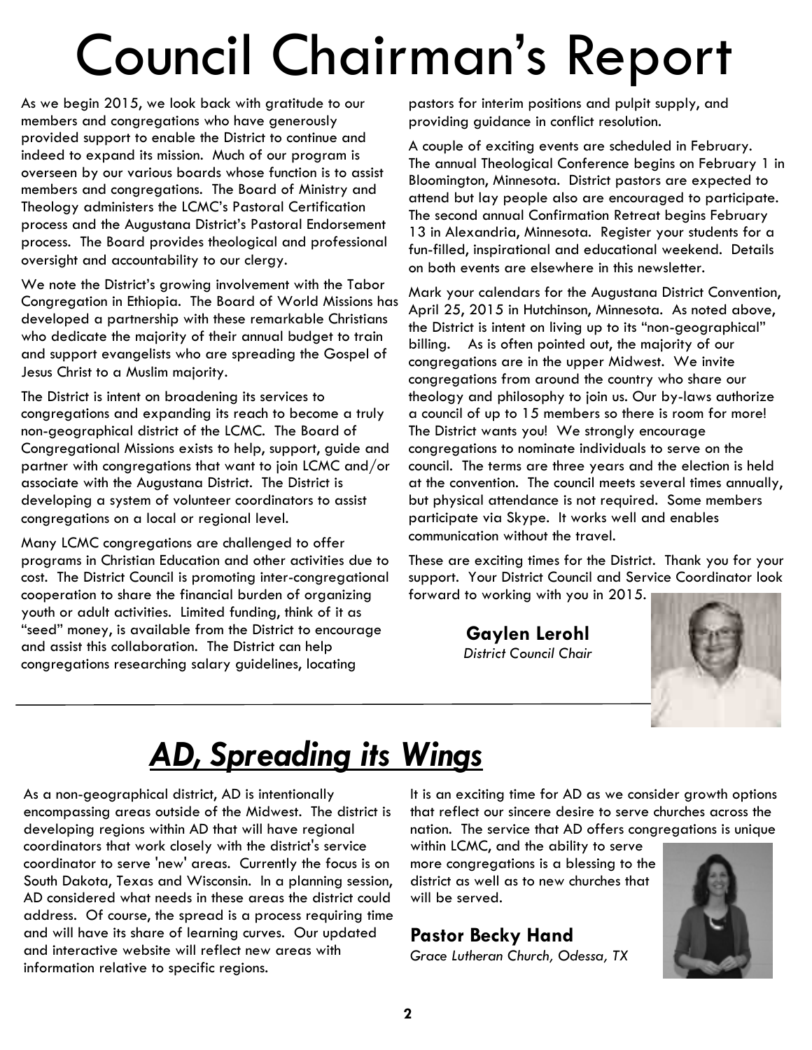# Council Chairman's Report

As we begin 2015, we look back with gratitude to our members and congregations who have generously provided support to enable the District to continue and indeed to expand its mission. Much of our program is overseen by our various boards whose function is to assist members and congregations. The Board of Ministry and Theology administers the LCMC's Pastoral Certification process and the Augustana District's Pastoral Endorsement process. The Board provides theological and professional oversight and accountability to our clergy.

We note the District's growing involvement with the Tabor Congregation in Ethiopia. The Board of World Missions has developed a partnership with these remarkable Christians who dedicate the majority of their annual budget to train and support evangelists who are spreading the Gospel of Jesus Christ to a Muslim majority.

The District is intent on broadening its services to congregations and expanding its reach to become a truly non-geographical district of the LCMC. The Board of Congregational Missions exists to help, support, guide and partner with congregations that want to join LCMC and/or associate with the Augustana District. The District is developing a system of volunteer coordinators to assist congregations on a local or regional level.

Many LCMC congregations are challenged to offer programs in Christian Education and other activities due to cost. The District Council is promoting inter-congregational cooperation to share the financial burden of organizing youth or adult activities. Limited funding, think of it as "seed" money, is available from the District to encourage and assist this collaboration. The District can help congregations researching salary guidelines, locating pastors for interim positions and pulpit supply, and providing guidance in conflict resolution.

A couple of exciting events are scheduled in February. The annual Theological Conference begins on February 1 in Bloomington, Minnesota. District pastors are expected to attend but lay people also are encouraged to participate. The second annual Confirmation Retreat begins February 13 in Alexandria, Minnesota. Register your students for a fun-filled, inspirational and educational weekend. Details on both events are elsewhere in this newsletter.

Mark your calendars for the Augustana District Convention, April 25, 2015 in Hutchinson, Minnesota. As noted above, the District is intent on living up to its "non-geographical" billing. As is often pointed out, the majority of our congregations are in the upper Midwest. We invite congregations from around the country who share our theology and philosophy to join us. Our by-laws authorize a council of up to 15 members so there is room for more! The District wants you! We strongly encourage congregations to nominate individuals to serve on the council. The terms are three years and the election is held at the convention. The council meets several times annually, but physical attendance is not required. Some members participate via Skype. It works well and enables communication without the travel.

These are exciting times for the District. Thank you for your support. Your District Council and Service Coordinator look forward to working with you in 2015.

**Gaylen Lerohl**
*District Council Chair*

# ***AD, Spreading its Wings***

As a non-geographical district, AD is intentionally encompassing areas outside of the Midwest. The district is developing regions within AD that will have regional coordinators that work closely with the district's service coordinator to serve 'new' areas. Currently the focus is on South Dakota, Texas and Wisconsin. In a planning session, AD considered what needs in these areas the district could address. Of course, the spread is a process requiring time and will have its share of learning curves. Our updated and interactive website will reflect new areas with information relative to specific regions.

It is an exciting time for AD as we consider growth options that reflect our sincere desire to serve churches across the nation. The service that AD offers congregations is unique within LCMC, and the ability to serve more congregations is a blessing to the district as well as to new churches that will be served.

**Pastor Becky Hand**
*Grace Lutheran Church, Odessa, TX*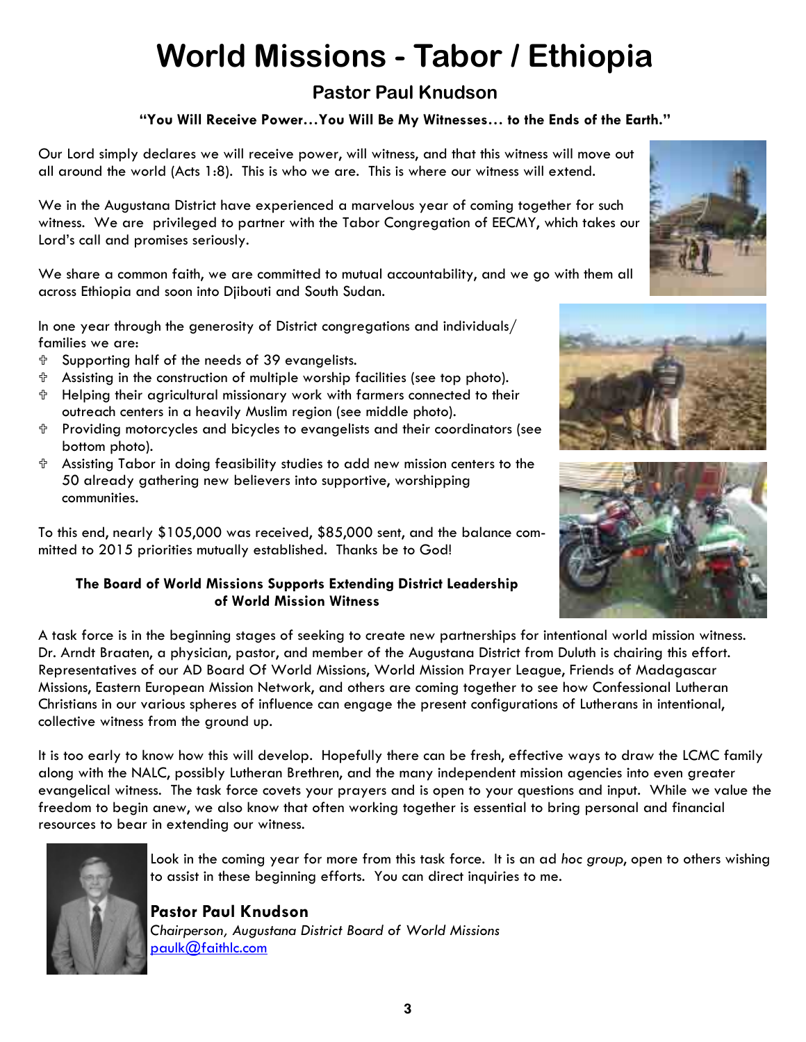# World Missions - Tabor / Ethiopia

## Pastor Paul Knudson

**"You Will Receive Power…You Will Be My Witnesses… to the Ends of the Earth."**

Our Lord simply declares we will receive power, will witness, and that this witness will move out all around the world (Acts 1:8). This is who we are. This is where our witness will extend.

We in the Augustana District have experienced a marvelous year of coming together for such witness. We are privileged to partner with the Tabor Congregation of EECMY, which takes our Lord's call and promises seriously.

We share a common faith, we are committed to mutual accountability, and we go with them all across Ethiopia and soon into Djibouti and South Sudan.

In one year through the generosity of District congregations and individuals/ families we are:

- Supporting half of the needs of 39 evangelists.
- Assisting in the construction of multiple worship facilities (see top photo).
- Helping their agricultural missionary work with farmers connected to their outreach centers in a heavily Muslim region (see middle photo).
- Providing motorcycles and bicycles to evangelists and their coordinators (see bottom photo).
- Assisting Tabor in doing feasibility studies to add new mission centers to the 50 already gathering new believers into supportive, worshipping communities.

To this end, nearly $105,000 was received, $85,000 sent, and the balance committed to 2015 priorities mutually established. Thanks be to God!

**The Board of World Missions Supports Extending District Leadership of World Mission Witness**

A task force is in the beginning stages of seeking to create new partnerships for intentional world mission witness. Dr. Arndt Braaten, a physician, pastor, and member of the Augustana District from Duluth is chairing this effort. Representatives of our AD Board Of World Missions, World Mission Prayer League, Friends of Madagascar Missions, Eastern European Mission Network, and others are coming together to see how Confessional Lutheran Christians in our various spheres of influence can engage the present configurations of Lutherans in intentional, collective witness from the ground up.

It is too early to know how this will develop. Hopefully there can be fresh, effective ways to draw the LCMC family along with the NALC, possibly Lutheran Brethren, and the many independent mission agencies into even greater evangelical witness. The task force covets your prayers and is open to your questions and input. While we value the freedom to begin anew, we also know that often working together is essential to bring personal and financial resources to bear in extending our witness.

Look in the coming year for more from this task force. It is an ad *hoc group*, open to others wishing to assist in these beginning efforts. You can direct inquiries to me.

**Pastor Paul Knudson**
*Chairperson, Augustana District Board of World Missions*
paulk@faithlc.com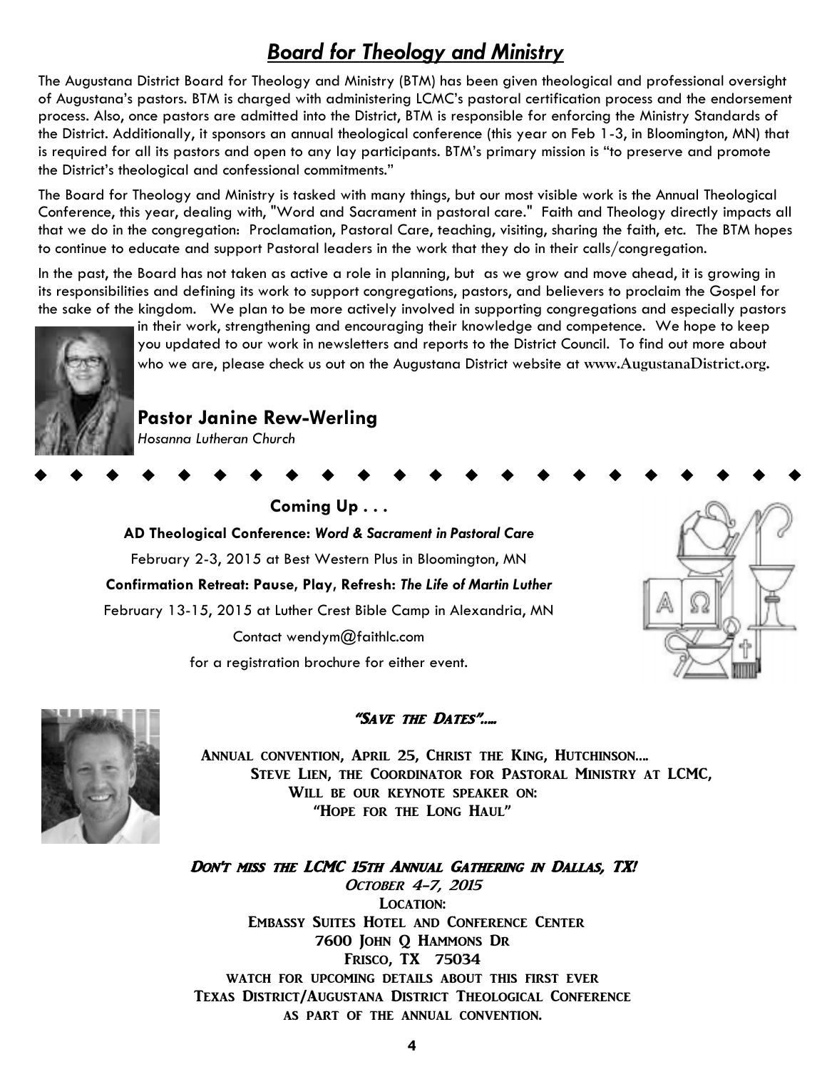## Board for Theology and Ministry

The Augustana District Board for Theology and Ministry (BTM) has been given theological and professional oversight of Augustana's pastors. BTM is charged with administering LCMC's pastoral certification process and the endorsement process. Also, once pastors are admitted into the District, BTM is responsible for enforcing the Ministry Standards of the District. Additionally, it sponsors an annual theological conference (this year on Feb 1-3, in Bloomington, MN) that is required for all its pastors and open to any lay participants. BTM's primary mission is "to preserve and promote the District's theological and confessional commitments."

The Board for Theology and Ministry is tasked with many things, but our most visible work is the Annual Theological Conference, this year, dealing with, "Word and Sacrament in pastoral care." Faith and Theology directly impacts all that we do in the congregation: Proclamation, Pastoral Care, teaching, visiting, sharing the faith, etc. The BTM hopes to continue to educate and support Pastoral leaders in the work that they do in their calls/congregation.

In the past, the Board has not taken as active a role in planning, but as we grow and move ahead, it is growing in its responsibilities and defining its work to support congregations, pastors, and believers to proclaim the Gospel for the sake of the kingdom. We plan to be more actively involved in supporting congregations and especially pastors in their work, strengthening and encouraging their knowledge and competence. We hope to keep you updated to our work in newsletters and reports to the District Council. To find out more about who we are, please check us out on the Augustana District website at www.AugustanaDistrict.org.

**Pastor Janine Rew-Werling**
*Hosanna Lutheran Church*

---

**Coming Up . . .**

**AD Theological Conference: *Word & Sacrament in Pastoral Care***

February 2-3, 2015 at Best Western Plus in Bloomington, MN

**Confirmation Retreat: Pause, Play, Refresh: *The Life of Martin Luther***

February 13-15, 2015 at Luther Crest Bible Camp in Alexandria, MN

Contact wendym@faithlc.com

for a registration brochure for either event.

***"Save the Dates"....***

**Annual convention, April 25, Christ the King, Hutchinson....**
**Steve Lien, the Coordinator for Pastoral Ministry at LCMC,**
**Will be our keynote speaker on:**
**"Hope for the Long Haul"**

***Don't miss the LCMC 15th Annual Gathering in Dallas, TX!***

*October 4-7, 2015*

**Location:**
**Embassy Suites Hotel and Conference Center**
**7600 John Q Hammons Dr**
**Frisco, TX 75034**

**watch for upcoming details about this first ever**
**Texas District/Augustana District Theological Conference**
**as part of the annual convention.**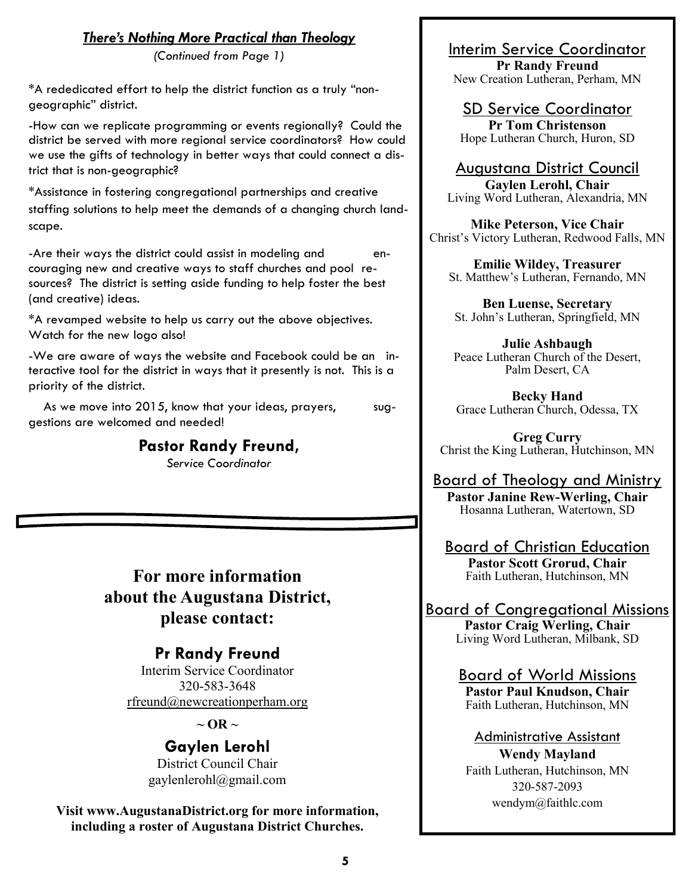### ***There's Nothing More Practical than Theology***

*(Continued from Page 1)*

*A rededicated effort to help the district function as a truly "non-geographic" district.

-How can we replicate programming or events regionally? Could the district be served with more regional service coordinators? How could we use the gifts of technology in better ways that could connect a district that is non-geographic?

*Assistance in fostering congregational partnerships and creative staffing solutions to help meet the demands of a changing church landscape.

-Are their ways the district could assist in modeling and encouraging new and creative ways to staff churches and pool resources? The district is setting aside funding to help foster the best (and creative) ideas.

*A revamped website to help us carry out the above objectives. Watch for the new logo also!

-We are aware of ways the website and Facebook could be an interactive tool for the district in ways that it presently is not. This is a priority of the district.

As we move into 2015, know that your ideas, prayers, suggestions are welcomed and needed!

**Pastor Randy Freund,**
*Service Coordinator*

## For more information about the Augustana District, please contact:

**Pr Randy Freund**
Interim Service Coordinator
320-583-3648
rfreund@newcreationperham.org

**~ OR ~**

**Gaylen Lerohl**
District Council Chair
gaylenlerohl@gmail.com

**Visit www.AugustanaDistrict.org for more information, including a roster of Augustana District Churches.**

---

Interim Service Coordinator
**Pr Randy Freund**
New Creation Lutheran, Perham, MN

SD Service Coordinator
**Pr Tom Christenson**
Hope Lutheran Church, Huron, SD

Augustana District Council
**Gaylen Lerohl, Chair**
Living Word Lutheran, Alexandria, MN

**Mike Peterson, Vice Chair**
Christ's Victory Lutheran, Redwood Falls, MN

**Emilie Wildey, Treasurer**
St. Matthew's Lutheran, Fernando, MN

**Ben Luense, Secretary**
St. John's Lutheran, Springfield, MN

**Julie Ashbaugh**
Peace Lutheran Church of the Desert, Palm Desert, CA

**Becky Hand**
Grace Lutheran Church, Odessa, TX

**Greg Curry**
Christ the King Lutheran, Hutchinson, MN

Board of Theology and Ministry
**Pastor Janine Rew-Werling, Chair**
Hosanna Lutheran, Watertown, SD

Board of Christian Education
**Pastor Scott Grorud, Chair**
Faith Lutheran, Hutchinson, MN

Board of Congregational Missions
**Pastor Craig Werling, Chair**
Living Word Lutheran, Milbank, SD

Board of World Missions
**Pastor Paul Knudson, Chair**
Faith Lutheran, Hutchinson, MN

Administrative Assistant
**Wendy Mayland**
Faith Lutheran, Hutchinson, MN
320-587-2093
wendym@faithlc.com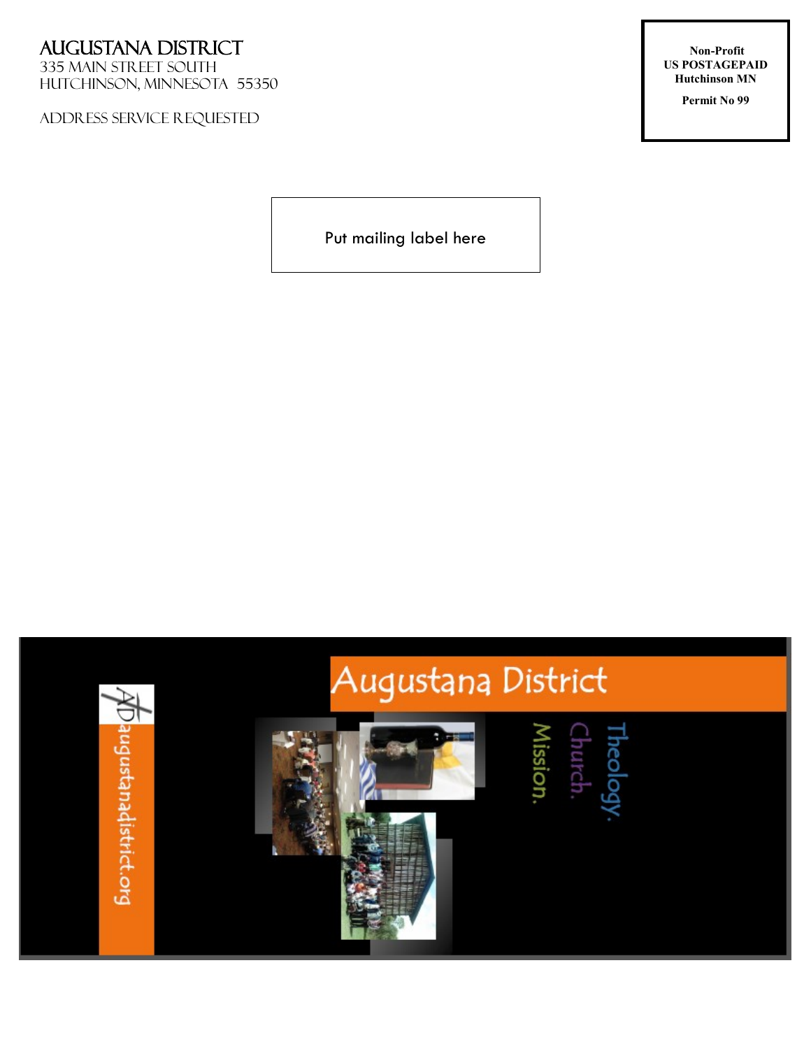**AUGUSTANA DISTRICT**
335 MAIN STREET SOUTH
HUTCHINSON, MINNESOTA 55350

ADDRESS SERVICE REQUESTED

Non-Profit
US POSTAGEPAID
Hutchinson MN

Permit No 99

Put mailing label here

Augustana District

Theology.
Church.
Mission.

augustanadistrict.org